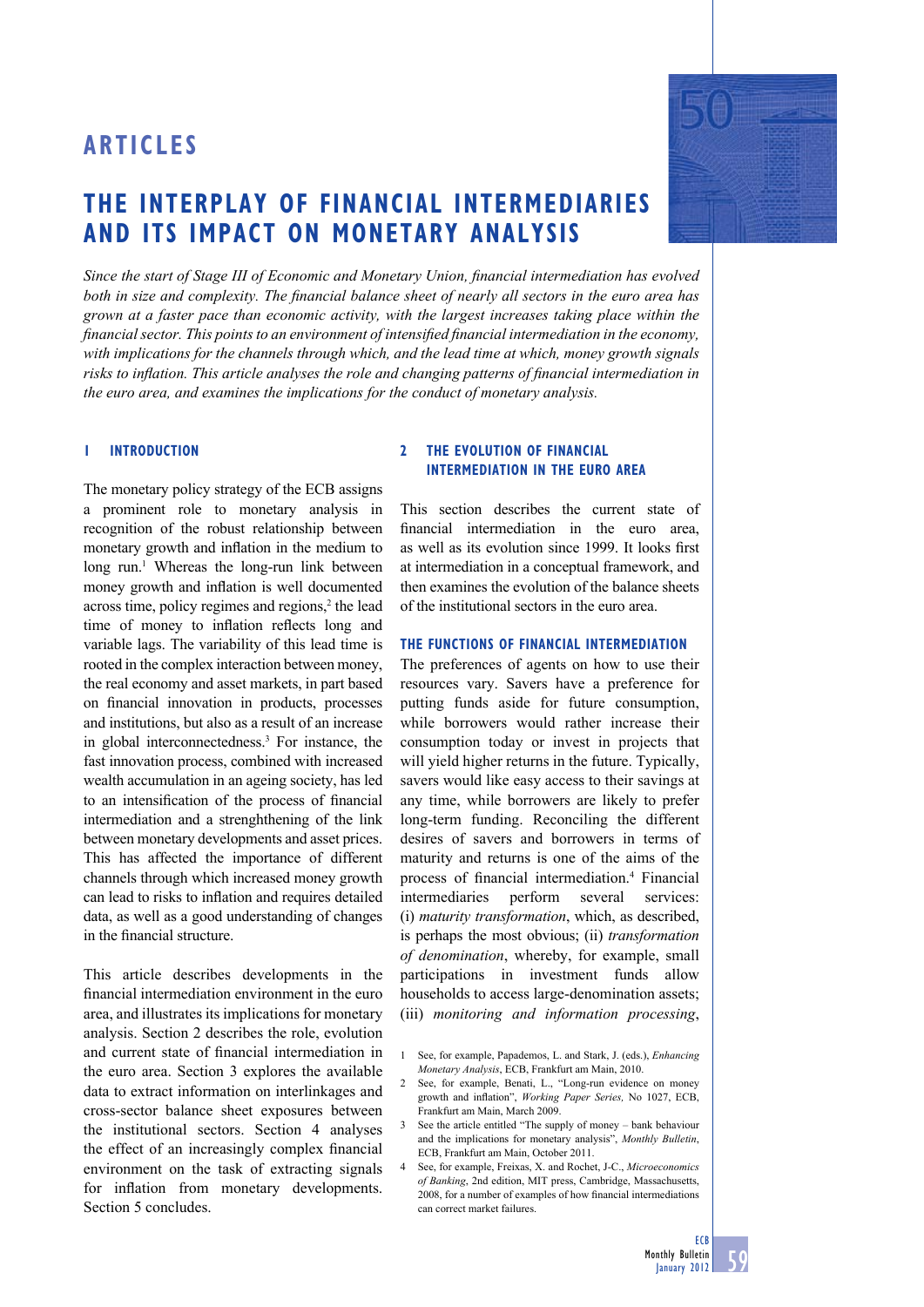# ARTICLES

# THE INTERPLAY OF FINANCIAL INTERMEDIARIES AND ITS IMPACT ON MONETARY ANALYSIS

*Since the start of Stage III of Economic and Monetary Union, financial intermediation has evolved both in size and complexity. The financial balance sheet of nearly all sectors in the euro area has grown at a faster pace than economic activity, with the largest increases taking place within the financial sector. This points to an environment of intensified financial intermediation in the economy, with implications for the channels through which, and the lead time at which, money growth signals risks to inflation. This article analyses the role and changing patterns of financial intermediation in the euro area, and examines the implications for the conduct of monetary analysis.*

## 1 INTRODUCTION

The monetary policy strategy of the ECB assigns a prominent role to monetary analysis in recognition of the robust relationship between monetary growth and inflation in the medium to long run.[1] Whereas the long-run link between money growth and inflation is well documented across time, policy regimes and regions,[2] the lead time of money to inflation reflects long and variable lags. The variability of this lead time is rooted in the complex interaction between money, the real economy and asset markets, in part based on financial innovation in products, processes and institutions, but also as a result of an increase in global interconnectedness.[3] For instance, the fast innovation process, combined with increased wealth accumulation in an ageing society, has led to an intensification of the process of financial intermediation and a strenghthening of the link between monetary developments and asset prices. This has affected the importance of different channels through which increased money growth can lead to risks to inflation and requires detailed data, as well as a good understanding of changes in the financial structure.

This article describes developments in the financial intermediation environment in the euro area, and illustrates its implications for monetary analysis. Section 2 describes the role, evolution and current state of financial intermediation in the euro area. Section 3 explores the available data to extract information on interlinkages and cross-sector balance sheet exposures between the institutional sectors. Section 4 analyses the effect of an increasingly complex financial environment on the task of extracting signals for inflation from monetary developments. Section 5 concludes.

## 2 THE EVOLUTION OF FINANCIAL INTERMEDIATION IN THE EURO AREA

This section describes the current state of financial intermediation in the euro area, as well as its evolution since 1999. It looks first at intermediation in a conceptual framework, and then examines the evolution of the balance sheets of the institutional sectors in the euro area.

### THE FUNCTIONS OF FINANCIAL INTERMEDIATION

The preferences of agents on how to use their resources vary. Savers have a preference for putting funds aside for future consumption, while borrowers would rather increase their consumption today or invest in projects that will yield higher returns in the future. Typically, savers would like easy access to their savings at any time, while borrowers are likely to prefer long-term funding. Reconciling the different desires of savers and borrowers in terms of maturity and returns is one of the aims of the process of financial intermediation.[4] Financial intermediaries perform several services: (i) *maturity transformation*, which, as described, is perhaps the most obvious; (ii) *transformation of denomination*, whereby, for example, small participations in investment funds allow households to access large-denomination assets; (iii) *monitoring and information processing*,

---

1 See, for example, Papademos, L. and Stark, J. (eds.), *Enhancing Monetary Analysis*, ECB, Frankfurt am Main, 2010.

2 See, for example, Benati, L., "Long-run evidence on money growth and inflation", *Working Paper Series*, No 1027, ECB, Frankfurt am Main, March 2009.

3 See the article entitled "The supply of money – bank behaviour and the implications for monetary analysis", *Monthly Bulletin*, ECB, Frankfurt am Main, October 2011.

4 See, for example, Freixas, X. and Rochet, J-C., *Microeconomics of Banking*, 2nd edition, MIT press, Cambridge, Massachusetts, 2008, for a number of examples of how financial intermediations can correct market failures.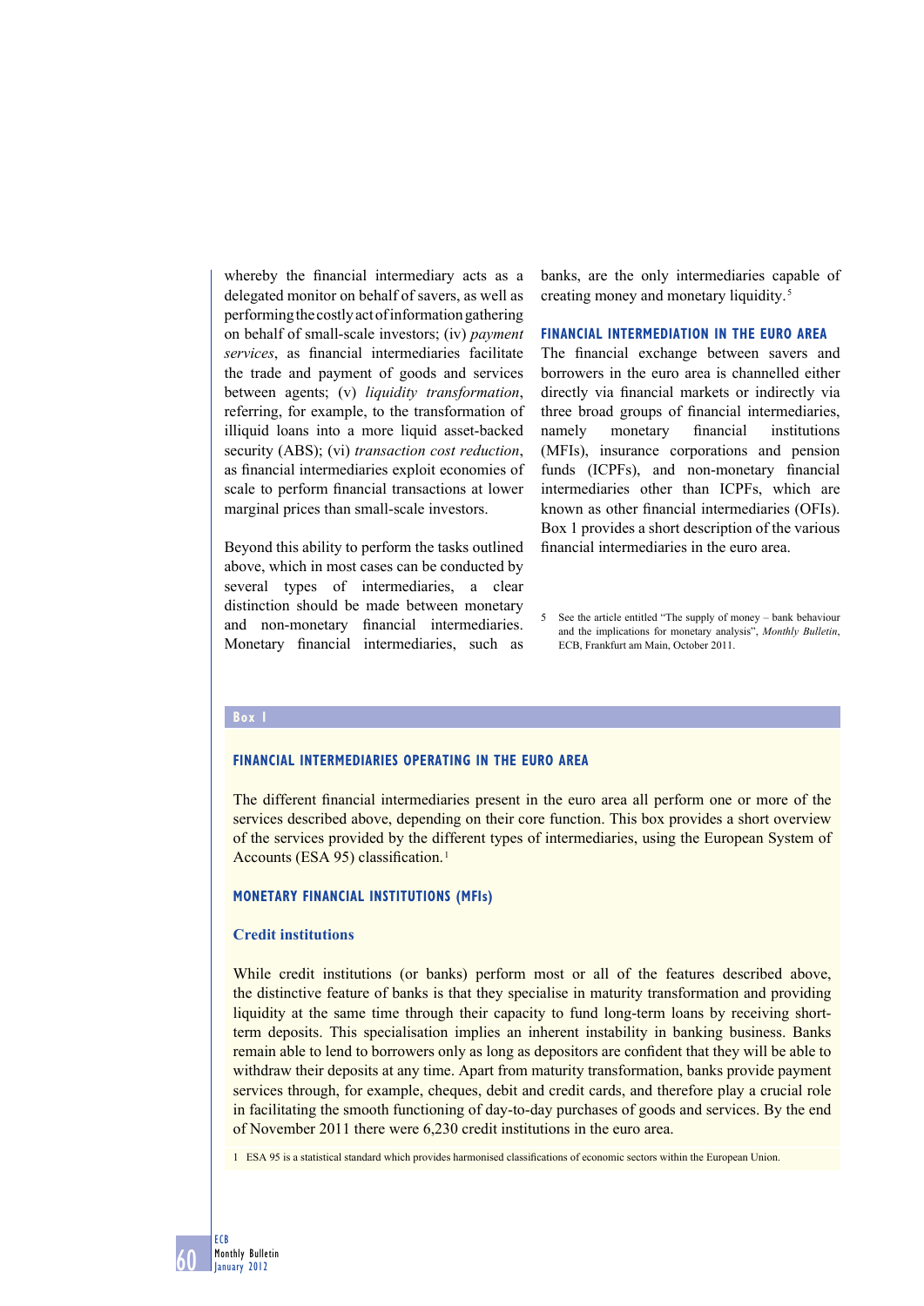whereby the financial intermediary acts as a delegated monitor on behalf of savers, as well as performing the costly act of information gathering on behalf of small-scale investors; (iv) *payment services*, as financial intermediaries facilitate the trade and payment of goods and services between agents; (v) *liquidity transformation*, referring, for example, to the transformation of illiquid loans into a more liquid asset-backed security (ABS); (vi) *transaction cost reduction*, as financial intermediaries exploit economies of scale to perform financial transactions at lower marginal prices than small-scale investors.

Beyond this ability to perform the tasks outlined above, which in most cases can be conducted by several types of intermediaries, a clear distinction should be made between monetary and non-monetary financial intermediaries. Monetary financial intermediaries, such as banks, are the only intermediaries capable of creating money and monetary liquidity.[5]

## FINANCIAL INTERMEDIATION IN THE EURO AREA

The financial exchange between savers and borrowers in the euro area is channelled either directly via financial markets or indirectly via three broad groups of financial intermediaries, namely monetary financial institutions (MFIs), insurance corporations and pension funds (ICPFs), and non-monetary financial intermediaries other than ICPFs, which are known as other financial intermediaries (OFIs). Box 1 provides a short description of the various financial intermediaries in the euro area.

5 See the article entitled "The supply of money – bank behaviour and the implications for monetary analysis", *Monthly Bulletin*, ECB, Frankfurt am Main, October 2011.

**Box 1**

### FINANCIAL INTERMEDIARIES OPERATING IN THE EURO AREA

The different financial intermediaries present in the euro area all perform one or more of the services described above, depending on their core function. This box provides a short overview of the services provided by the different types of intermediaries, using the European System of Accounts (ESA 95) classification.[1]

#### MONETARY FINANCIAL INSTITUTIONS (MFIs)

**Credit institutions**

While credit institutions (or banks) perform most or all of the features described above, the distinctive feature of banks is that they specialise in maturity transformation and providing liquidity at the same time through their capacity to fund long-term loans by receiving short-term deposits. This specialisation implies an inherent instability in banking business. Banks remain able to lend to borrowers only as long as depositors are confident that they will be able to withdraw their deposits at any time. Apart from maturity transformation, banks provide payment services through, for example, cheques, debit and credit cards, and therefore play a crucial role in facilitating the smooth functioning of day-to-day purchases of goods and services. By the end of November 2011 there were 6,230 credit institutions in the euro area.

1 ESA 95 is a statistical standard which provides harmonised classifications of economic sectors within the European Union.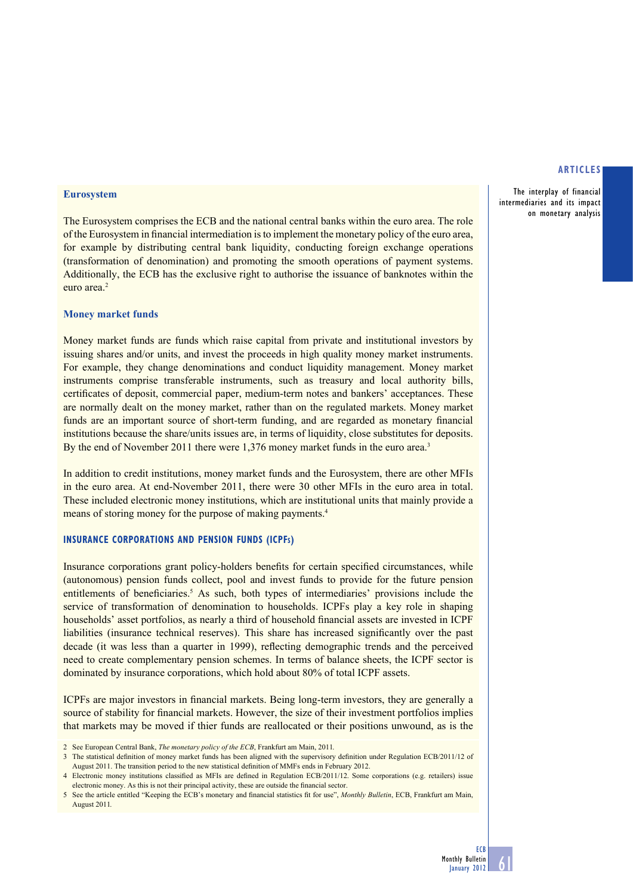### Eurosystem

The Eurosystem comprises the ECB and the national central banks within the euro area. The role of the Eurosystem in financial intermediation is to implement the monetary policy of the euro area, for example by distributing central bank liquidity, conducting foreign exchange operations (transformation of denomination) and promoting the smooth operations of payment systems. Additionally, the ECB has the exclusive right to authorise the issuance of banknotes within the euro area.[2]

### Money market funds

Money market funds are funds which raise capital from private and institutional investors by issuing shares and/or units, and invest the proceeds in high quality money market instruments. For example, they change denominations and conduct liquidity management. Money market instruments comprise transferable instruments, such as treasury and local authority bills, certificates of deposit, commercial paper, medium-term notes and bankers' acceptances. These are normally dealt on the money market, rather than on the regulated markets. Money market funds are an important source of short-term funding, and are regarded as monetary financial institutions because the share/units issues are, in terms of liquidity, close substitutes for deposits. By the end of November 2011 there were 1,376 money market funds in the euro area.[3]

In addition to credit institutions, money market funds and the Eurosystem, there are other MFIs in the euro area. At end-November 2011, there were 30 other MFIs in the euro area in total. These included electronic money institutions, which are institutional units that mainly provide a means of storing money for the purpose of making payments.[4]

## INSURANCE CORPORATIONS AND PENSION FUNDS (ICPFs)

Insurance corporations grant policy-holders benefits for certain specified circumstances, while (autonomous) pension funds collect, pool and invest funds to provide for the future pension entitlements of beneficiaries.[5] As such, both types of intermediaries' provisions include the service of transformation of denomination to households. ICPFs play a key role in shaping households' asset portfolios, as nearly a third of household financial assets are invested in ICPF liabilities (insurance technical reserves). This share has increased significantly over the past decade (it was less than a quarter in 1999), reflecting demographic trends and the perceived need to create complementary pension schemes. In terms of balance sheets, the ICPF sector is dominated by insurance corporations, which hold about 80% of total ICPF assets.

ICPFs are major investors in financial markets. Being long-term investors, they are generally a source of stability for financial markets. However, the size of their investment portfolios implies that markets may be moved if thier funds are reallocated or their positions unwound, as is the

2 See European Central Bank, *The monetary policy of the ECB*, Frankfurt am Main, 2011.

3 The statistical definition of money market funds has been aligned with the supervisory definition under Regulation ECB/2011/12 of August 2011. The transition period to the new statistical definition of MMFs ends in February 2012.

4 Electronic money institutions classified as MFIs are defined in Regulation ECB/2011/12. Some corporations (e.g. retailers) issue electronic money. As this is not their principal activity, these are outside the financial sector.

5 See the article entitled "Keeping the ECB's monetary and financial statistics fit for use", *Monthly Bulletin*, ECB, Frankfurt am Main, August 2011.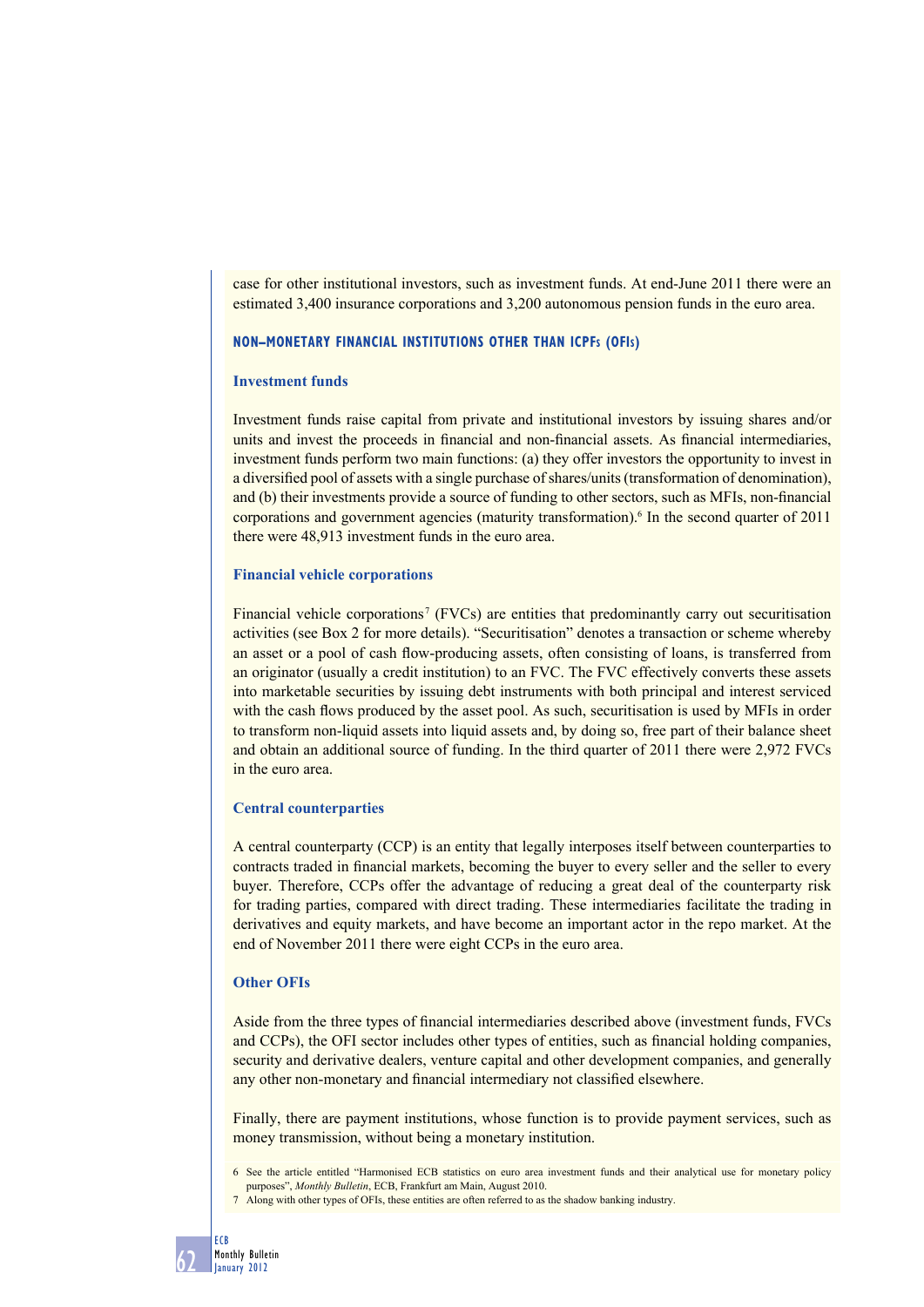case for other institutional investors, such as investment funds. At end-June 2011 there were an estimated 3,400 insurance corporations and 3,200 autonomous pension funds in the euro area.

### NON–MONETARY FINANCIAL INSTITUTIONS OTHER THAN ICPFs (OFIs)

#### Investment funds

Investment funds raise capital from private and institutional investors by issuing shares and/or units and invest the proceeds in financial and non-financial assets. As financial intermediaries, investment funds perform two main functions: (a) they offer investors the opportunity to invest in a diversified pool of assets with a single purchase of shares/units (transformation of denomination), and (b) their investments provide a source of funding to other sectors, such as MFIs, non-financial corporations and government agencies (maturity transformation).[6] In the second quarter of 2011 there were 48,913 investment funds in the euro area.

#### Financial vehicle corporations

Financial vehicle corporations[7] (FVCs) are entities that predominantly carry out securitisation activities (see Box 2 for more details). "Securitisation" denotes a transaction or scheme whereby an asset or a pool of cash flow-producing assets, often consisting of loans, is transferred from an originator (usually a credit institution) to an FVC. The FVC effectively converts these assets into marketable securities by issuing debt instruments with both principal and interest serviced with the cash flows produced by the asset pool. As such, securitisation is used by MFIs in order to transform non-liquid assets into liquid assets and, by doing so, free part of their balance sheet and obtain an additional source of funding. In the third quarter of 2011 there were 2,972 FVCs in the euro area.

#### Central counterparties

A central counterparty (CCP) is an entity that legally interposes itself between counterparties to contracts traded in financial markets, becoming the buyer to every seller and the seller to every buyer. Therefore, CCPs offer the advantage of reducing a great deal of the counterparty risk for trading parties, compared with direct trading. These intermediaries facilitate the trading in derivatives and equity markets, and have become an important actor in the repo market. At the end of November 2011 there were eight CCPs in the euro area.

#### Other OFIs

Aside from the three types of financial intermediaries described above (investment funds, FVCs and CCPs), the OFI sector includes other types of entities, such as financial holding companies, security and derivative dealers, venture capital and other development companies, and generally any other non-monetary and financial intermediary not classified elsewhere.

Finally, there are payment institutions, whose function is to provide payment services, such as money transmission, without being a monetary institution.

6 See the article entitled "Harmonised ECB statistics on euro area investment funds and their analytical use for monetary policy purposes", *Monthly Bulletin*, ECB, Frankfurt am Main, August 2010.

7 Along with other types of OFIs, these entities are often referred to as the shadow banking industry.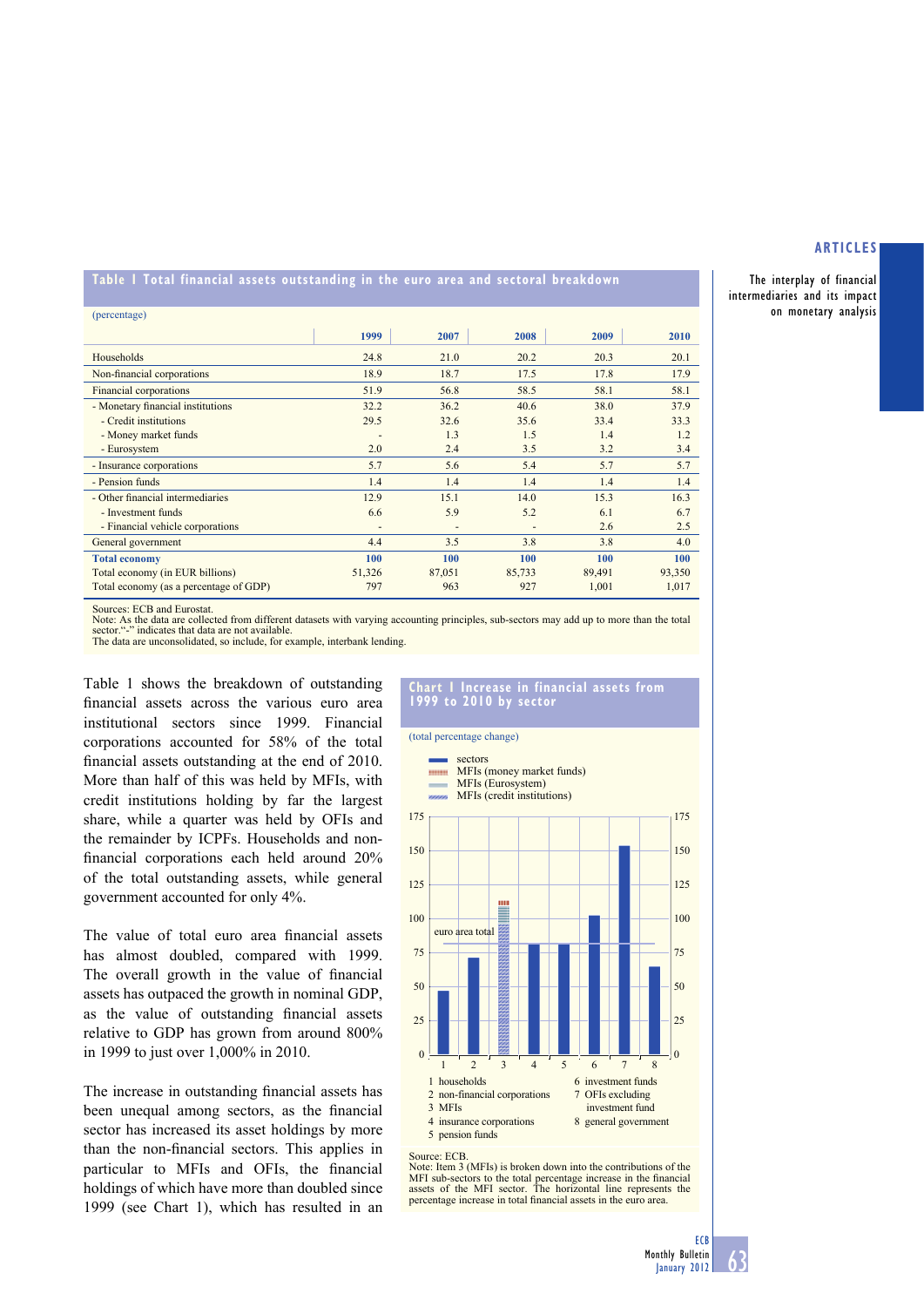**Table 1 Total financial assets outstanding in the euro area and sectoral breakdown**

(percentage)

| | 1999 | 2007 | 2008 | 2009 | 2010 |
|---|---|---|---|---|---|
| Households | 24.8 | 21.0 | 20.2 | 20.3 | 20.1 |
| Non-financial corporations | 18.9 | 18.7 | 17.5 | 17.8 | 17.9 |
| Financial corporations | 51.9 | 56.8 | 58.5 | 58.1 | 58.1 |
| - Monetary financial institutions | 32.2 | 36.2 | 40.6 | 38.0 | 37.9 |
| - Credit institutions | 29.5 | 32.6 | 35.6 | 33.4 | 33.3 |
| - Money market funds | - | 1.3 | 1.5 | 1.4 | 1.2 |
| - Eurosystem | 2.0 | 2.4 | 3.5 | 3.2 | 3.4 |
| - Insurance corporations | 5.7 | 5.6 | 5.4 | 5.7 | 5.7 |
| - Pension funds | 1.4 | 1.4 | 1.4 | 1.4 | 1.4 |
| - Other financial intermediaries | 12.9 | 15.1 | 14.0 | 15.3 | 16.3 |
| - Investment funds | 6.6 | 5.9 | 5.2 | 6.1 | 6.7 |
| - Financial vehicle corporations | - | - | - | 2.6 | 2.5 |
| General government | 4.4 | 3.5 | 3.8 | 3.8 | 4.0 |
| **Total economy** | **100** | **100** | **100** | **100** | **100** |
| Total economy (in EUR billions) | 51,326 | 87,051 | 85,733 | 89,491 | 93,350 |
| Total economy (as a percentage of GDP) | 797 | 963 | 927 | 1,001 | 1,017 |

Sources: ECB and Eurostat.
Note: As the data are collected from different datasets with varying accounting principles, sub-sectors may add up to more than the total sector. "-" indicates that data are not available.
The data are unconsolidated, so include, for example, interbank lending.

Table 1 shows the breakdown of outstanding financial assets across the various euro area institutional sectors since 1999. Financial corporations accounted for 58% of the total financial assets outstanding at the end of 2010. More than half of this was held by MFIs, with credit institutions holding by far the largest share, while a quarter was held by OFIs and the remainder by ICPFs. Households and non-financial corporations each held around 20% of the total outstanding assets, while general government accounted for only 4%.

The value of total euro area financial assets has almost doubled, compared with 1999. The overall growth in the value of financial assets has outpaced the growth in nominal GDP, as the value of outstanding financial assets relative to GDP has grown from around 800% in 1999 to just over 1,000% in 2010.

The increase in outstanding financial assets has been unequal among sectors, as the financial sector has increased its asset holdings by more than the non-financial sectors. This applies in particular to MFIs and OFIs, the financial holdings of which have more than doubled since 1999 (see Chart 1), which has resulted in an

**Chart 1 Increase in financial assets from 1999 to 2010 by sector**

(total percentage change)

Legend: sectors; MFIs (money market funds); MFIs (Eurosystem); MFIs (credit institutions)

1 households
2 non-financial corporations
3 MFIs
4 insurance corporations
5 pension funds
6 investment funds
7 OFIs excluding investment fund
8 general government

Source: ECB.
Note: Item 3 (MFIs) is broken down into the contributions of the MFI sub-sectors to the total percentage increase in the financial assets of the MFI sector. The horizontal line represents the percentage increase in total financial assets in the euro area.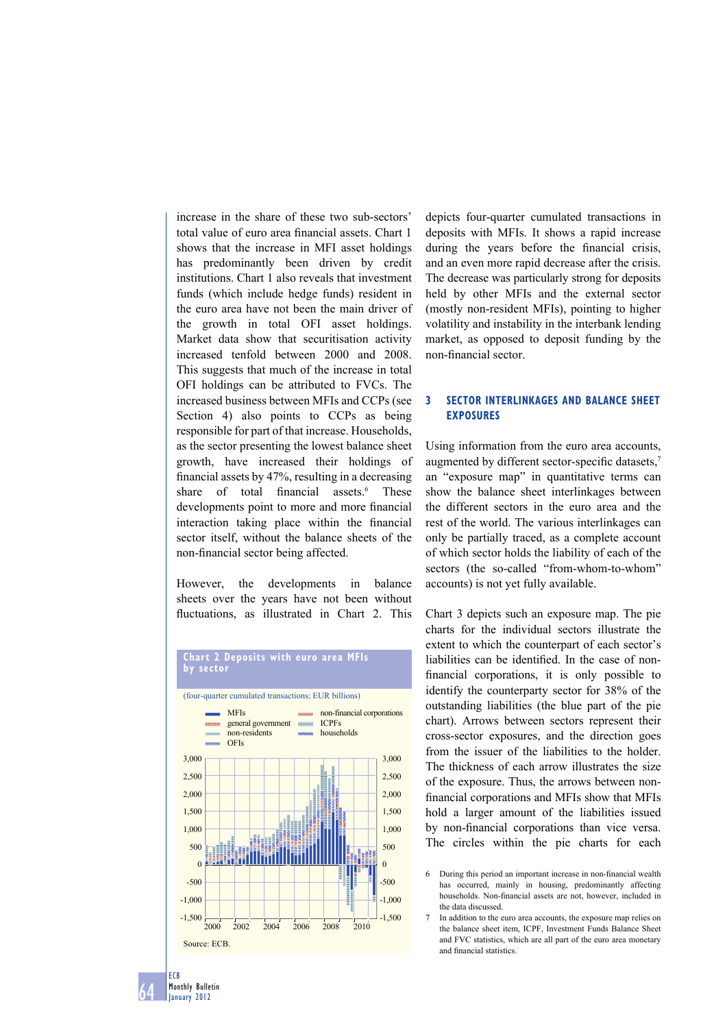increase in the share of these two sub-sectors' total value of euro area financial assets. Chart 1 shows that the increase in MFI asset holdings has predominantly been driven by credit institutions. Chart 1 also reveals that investment funds (which include hedge funds) resident in the euro area have not been the main driver of the growth in total OFI asset holdings. Market data show that securitisation activity increased tenfold between 2000 and 2008. This suggests that much of the increase in total OFI holdings can be attributed to FVCs. The increased business between MFIs and CCPs (see Section 4) also points to CCPs as being responsible for part of that increase. Households, as the sector presenting the lowest balance sheet growth, have increased their holdings of financial assets by 47%, resulting in a decreasing share of total financial assets.[6] These developments point to more and more financial interaction taking place within the financial sector itself, without the balance sheets of the non-financial sector being affected.

However, the developments in balance sheets over the years have not been without fluctuations, as illustrated in Chart 2. This depicts four-quarter cumulated transactions in deposits with MFIs. It shows a rapid increase during the years before the financial crisis, and an even more rapid decrease after the crisis. The decrease was particularly strong for deposits held by other MFIs and the external sector (mostly non-resident MFIs), pointing to higher volatility and instability in the interbank lending market, as opposed to deposit funding by the non-financial sector.

**Chart 2 Deposits with euro area MFIs by sector**

(four-quarter cumulated transactions; EUR billions)

Legend: MFIs; general government; non-residents; OFIs; non-financial corporations; ICPFs; households

Source: ECB.

## 3 SECTOR INTERLINKAGES AND BALANCE SHEET EXPOSURES

Using information from the euro area accounts, augmented by different sector-specific datasets,[7] an "exposure map" in quantitative terms can show the balance sheet interlinkages between the different sectors in the euro area and the rest of the world. The various interlinkages can only be partially traced, as a complete account of which sector holds the liability of each of the sectors (the so-called "from-whom-to-whom" accounts) is not yet fully available.

Chart 3 depicts such an exposure map. The pie charts for the individual sectors illustrate the extent to which the counterpart of each sector's liabilities can be identified. In the case of non-financial corporations, it is only possible to identify the counterparty sector for 38% of the outstanding liabilities (the blue part of the pie chart). Arrows between sectors represent their cross-sector exposures, and the direction goes from the issuer of the liabilities to the holder. The thickness of each arrow illustrates the size of the exposure. Thus, the arrows between non-financial corporations and MFIs show that MFIs hold a larger amount of the liabilities issued by non-financial corporations than vice versa. The circles within the pie charts for each

6 During this period an important increase in non-financial wealth has occurred, mainly in housing, predominantly affecting households. Non-financial assets are not, however, included in the data discussed.

7 In addition to the euro area accounts, the exposure map relies on the balance sheet item, ICPF, Investment Funds Balance Sheet and FVC statistics, which are all part of the euro area monetary and financial statistics.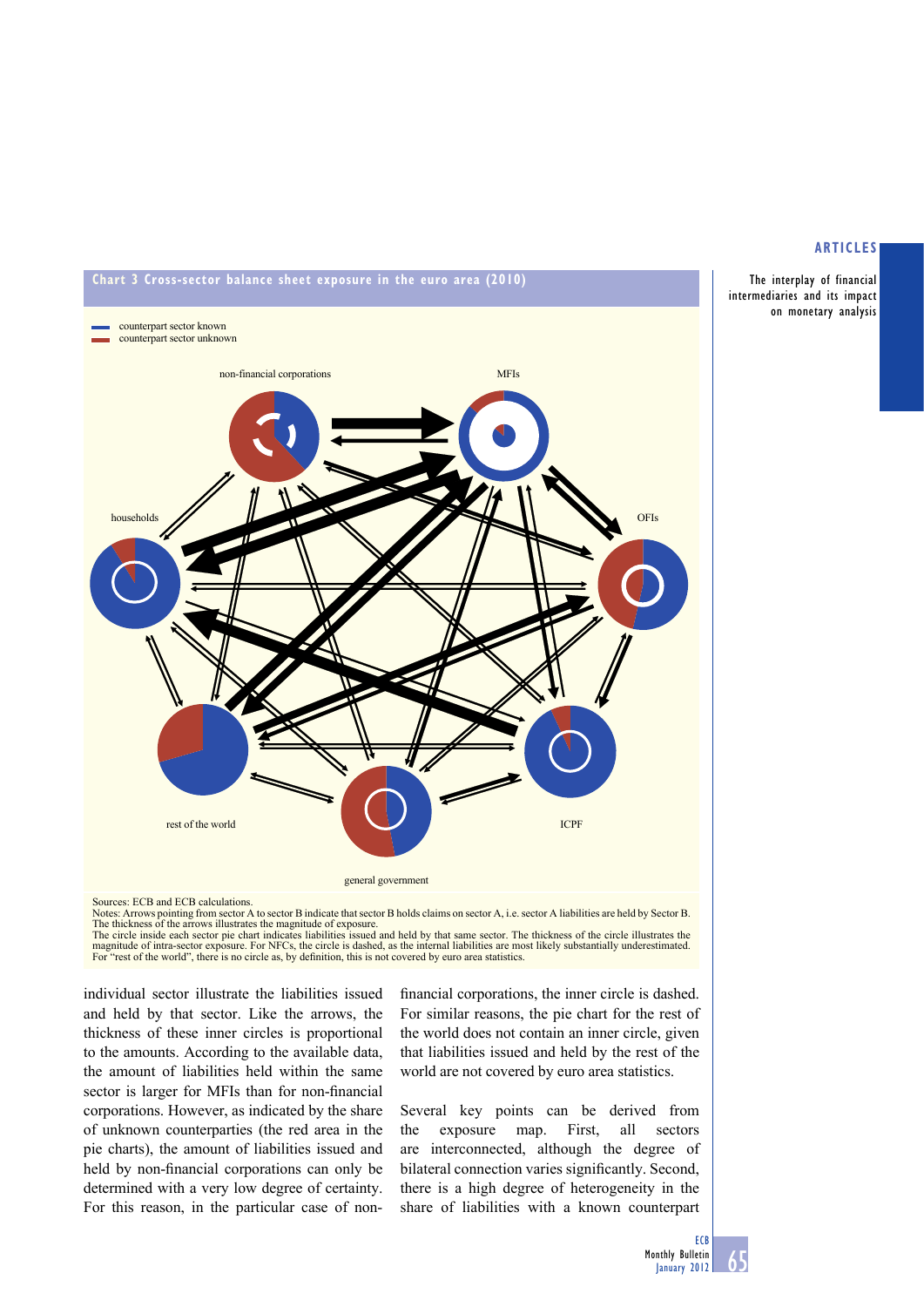**Chart 3 Cross-sector balance sheet exposure in the euro area (2010)**

counterpart sector known
counterpart sector unknown

non-financial corporations

MFIs

households

OFIs

rest of the world

ICPF

general government

Sources: ECB and ECB calculations.
Notes: Arrows pointing from sector A to sector B indicate that sector B holds claims on sector A, i.e. sector A liabilities are held by Sector B. The thickness of the arrows illustrates the magnitude of exposure.
The circle inside each sector pie chart indicates liabilities issued and held by that same sector. The thickness of the circle illustrates the magnitude of intra-sector exposure. For NFCs, the circle is dashed, as the internal liabilities are most likely substantially underestimated. For "rest of the world", there is no circle as, by definition, this is not covered by euro area statistics.

individual sector illustrate the liabilities issued and held by that sector. Like the arrows, the thickness of these inner circles is proportional to the amounts. According to the available data, the amount of liabilities held within the same sector is larger for MFIs than for non-financial corporations. However, as indicated by the share of unknown counterparties (the red area in the pie charts), the amount of liabilities issued and held by non-financial corporations can only be determined with a very low degree of certainty. For this reason, in the particular case of non-financial corporations, the inner circle is dashed. For similar reasons, the pie chart for the rest of the world does not contain an inner circle, given that liabilities issued and held by the rest of the world are not covered by euro area statistics.

Several key points can be derived from the exposure map. First, all sectors are interconnected, although the degree of bilateral connection varies significantly. Second, there is a high degree of heterogeneity in the share of liabilities with a known counterpart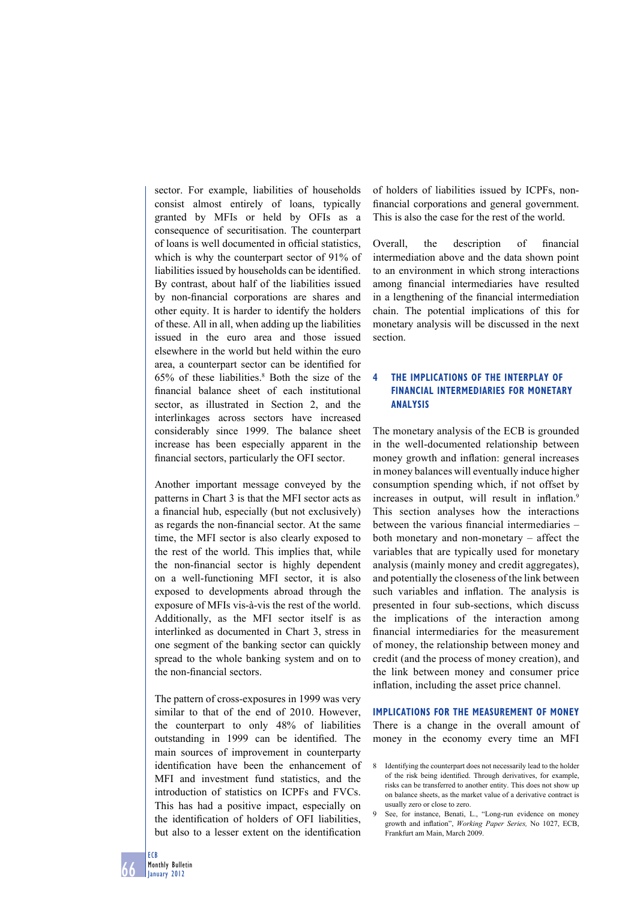sector. For example, liabilities of households consist almost entirely of loans, typically granted by MFIs or held by OFIs as a consequence of securitisation. The counterpart of loans is well documented in official statistics, which is why the counterpart sector of 91% of liabilities issued by households can be identified. By contrast, about half of the liabilities issued by non-financial corporations are shares and other equity. It is harder to identify the holders of these. All in all, when adding up the liabilities issued in the euro area and those issued elsewhere in the world but held within the euro area, a counterpart sector can be identified for 65% of these liabilities.[8] Both the size of the financial balance sheet of each institutional sector, as illustrated in Section 2, and the interlinkages across sectors have increased considerably since 1999. The balance sheet increase has been especially apparent in the financial sectors, particularly the OFI sector.

Another important message conveyed by the patterns in Chart 3 is that the MFI sector acts as a financial hub, especially (but not exclusively) as regards the non-financial sector. At the same time, the MFI sector is also clearly exposed to the rest of the world. This implies that, while the non-financial sector is highly dependent on a well-functioning MFI sector, it is also exposed to developments abroad through the exposure of MFIs vis-à-vis the rest of the world. Additionally, as the MFI sector itself is as interlinked as documented in Chart 3, stress in one segment of the banking sector can quickly spread to the whole banking system and on to the non-financial sectors.

The pattern of cross-exposures in 1999 was very similar to that of the end of 2010. However, the counterpart to only 48% of liabilities outstanding in 1999 can be identified. The main sources of improvement in counterparty identification have been the enhancement of MFI and investment fund statistics, and the introduction of statistics on ICPFs and FVCs. This has had a positive impact, especially on the identification of holders of OFI liabilities, but also to a lesser extent on the identification of holders of liabilities issued by ICPFs, non-financial corporations and general government. This is also the case for the rest of the world.

Overall, the description of financial intermediation above and the data shown point to an environment in which strong interactions among financial intermediaries have resulted in a lengthening of the financial intermediation chain. The potential implications of this for monetary analysis will be discussed in the next section.

## 4 THE IMPLICATIONS OF THE INTERPLAY OF FINANCIAL INTERMEDIARIES FOR MONETARY ANALYSIS

The monetary analysis of the ECB is grounded in the well-documented relationship between money growth and inflation: general increases in money balances will eventually induce higher consumption spending which, if not offset by increases in output, will result in inflation.[9] This section analyses how the interactions between the various financial intermediaries – both monetary and non-monetary – affect the variables that are typically used for monetary analysis (mainly money and credit aggregates), and potentially the closeness of the link between such variables and inflation. The analysis is presented in four sub-sections, which discuss the implications of the interaction among financial intermediaries for the measurement of money, the relationship between money and credit (and the process of money creation), and the link between money and consumer price inflation, including the asset price channel.

### IMPLICATIONS FOR THE MEASUREMENT OF MONEY

There is a change in the overall amount of money in the economy every time an MFI

---

8 Identifying the counterpart does not necessarily lead to the holder of the risk being identified. Through derivatives, for example, risks can be transferred to another entity. This does not show up on balance sheets, as the market value of a derivative contract is usually zero or close to zero.

9 See, for instance, Benati, L., "Long-run evidence on money growth and inflation", *Working Paper Series,* No 1027, ECB, Frankfurt am Main, March 2009.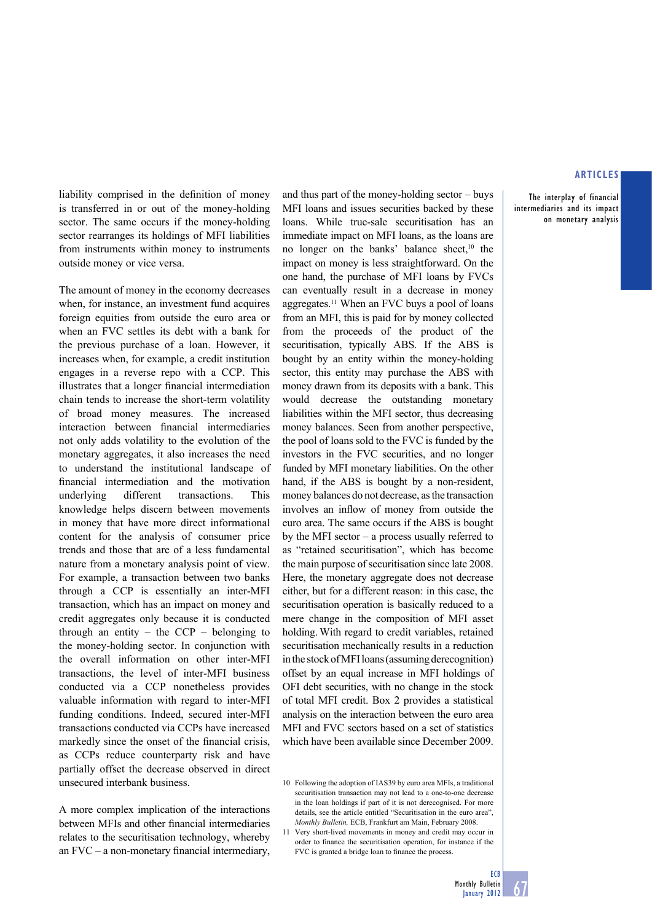liability comprised in the definition of money is transferred in or out of the money-holding sector. The same occurs if the money-holding sector rearranges its holdings of MFI liabilities from instruments within money to instruments outside money or vice versa.

The amount of money in the economy decreases when, for instance, an investment fund acquires foreign equities from outside the euro area or when an FVC settles its debt with a bank for the previous purchase of a loan. However, it increases when, for example, a credit institution engages in a reverse repo with a CCP. This illustrates that a longer financial intermediation chain tends to increase the short-term volatility of broad money measures. The increased interaction between financial intermediaries not only adds volatility to the evolution of the monetary aggregates, it also increases the need to understand the institutional landscape of financial intermediation and the motivation underlying different transactions. This knowledge helps discern between movements in money that have more direct informational content for the analysis of consumer price trends and those that are of a less fundamental nature from a monetary analysis point of view. For example, a transaction between two banks through a CCP is essentially an inter-MFI transaction, which has an impact on money and credit aggregates only because it is conducted through an entity – the CCP – belonging to the money-holding sector. In conjunction with the overall information on other inter-MFI transactions, the level of inter-MFI business conducted via a CCP nonetheless provides valuable information with regard to inter-MFI funding conditions. Indeed, secured inter-MFI transactions conducted via CCPs have increased markedly since the onset of the financial crisis, as CCPs reduce counterparty risk and have partially offset the decrease observed in direct unsecured interbank business.

A more complex implication of the interactions between MFIs and other financial intermediaries relates to the securitisation technology, whereby an FVC – a non-monetary financial intermediary, and thus part of the money-holding sector – buys MFI loans and issues securities backed by these loans. While true-sale securitisation has an immediate impact on MFI loans, as the loans are no longer on the banks' balance sheet,[10] the impact on money is less straightforward. On the one hand, the purchase of MFI loans by FVCs can eventually result in a decrease in money aggregates.[11] When an FVC buys a pool of loans from an MFI, this is paid for by money collected from the proceeds of the product of the securitisation, typically ABS. If the ABS is bought by an entity within the money-holding sector, this entity may purchase the ABS with money drawn from its deposits with a bank. This would decrease the outstanding monetary liabilities within the MFI sector, thus decreasing money balances. Seen from another perspective, the pool of loans sold to the FVC is funded by the investors in the FVC securities, and no longer funded by MFI monetary liabilities. On the other hand, if the ABS is bought by a non-resident, money balances do not decrease, as the transaction involves an inflow of money from outside the euro area. The same occurs if the ABS is bought by the MFI sector – a process usually referred to as "retained securitisation", which has become the main purpose of securitisation since late 2008. Here, the monetary aggregate does not decrease either, but for a different reason: in this case, the securitisation operation is basically reduced to a mere change in the composition of MFI asset holding. With regard to credit variables, retained securitisation mechanically results in a reduction in the stock of MFI loans (assuming derecognition) offset by an equal increase in MFI holdings of OFI debt securities, with no change in the stock of total MFI credit. Box 2 provides a statistical analysis on the interaction between the euro area MFI and FVC sectors based on a set of statistics which have been available since December 2009.

10 Following the adoption of IAS39 by euro area MFIs, a traditional securitisation transaction may not lead to a one-to-one decrease in the loan holdings if part of it is not derecognised. For more details, see the article entitled "Securitisation in the euro area", *Monthly Bulletin,* ECB, Frankfurt am Main, February 2008.

11 Very short-lived movements in money and credit may occur in order to finance the securitisation operation, for instance if the FVC is granted a bridge loan to finance the process.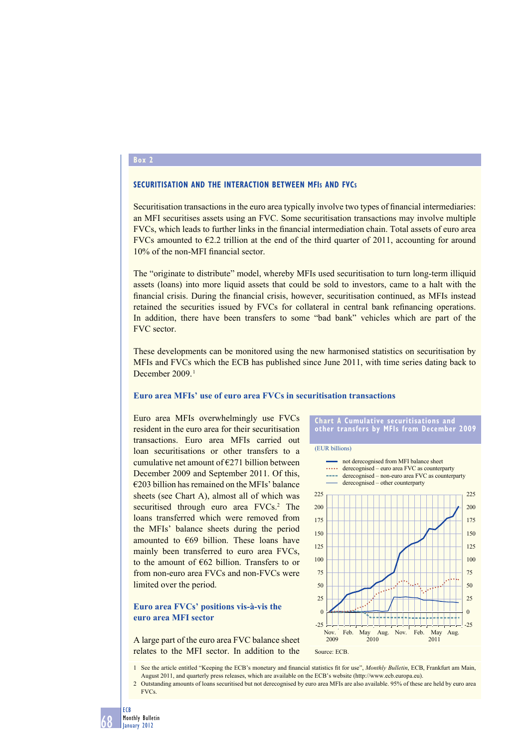## Box 2

### SECURITISATION AND THE INTERACTION BETWEEN MFIs AND FVCs

Securitisation transactions in the euro area typically involve two types of financial intermediaries: an MFI securitises assets using an FVC. Some securitisation transactions may involve multiple FVCs, which leads to further links in the financial intermediation chain. Total assets of euro area FVCs amounted to €2.2 trillion at the end of the third quarter of 2011, accounting for around 10% of the non-MFI financial sector.

The "originate to distribute" model, whereby MFIs used securitisation to turn long-term illiquid assets (loans) into more liquid assets that could be sold to investors, came to a halt with the financial crisis. During the financial crisis, however, securitisation continued, as MFIs instead retained the securities issued by FVCs for collateral in central bank refinancing operations. In addition, there have been transfers to some "bad bank" vehicles which are part of the FVC sector.

These developments can be monitored using the new harmonised statistics on securitisation by MFIs and FVCs which the ECB has published since June 2011, with time series dating back to December 2009.[1]

#### Euro area MFIs' use of euro area FVCs in securitisation transactions

Euro area MFIs overwhelmingly use FVCs resident in the euro area for their securitisation transactions. Euro area MFIs carried out loan securitisations or other transfers to a cumulative net amount of €271 billion between December 2009 and September 2011. Of this, €203 billion has remained on the MFIs' balance sheets (see Chart A), almost all of which was securitised through euro area FVCs.[2] The loans transferred which were removed from the MFIs' balance sheets during the period amounted to €69 billion. These loans have mainly been transferred to euro area FVCs, to the amount of €62 billion. Transfers to or from non-euro area FVCs and non-FVCs were limited over the period.

**Chart A Cumulative securitisations and other transfers by MFIs from December 2009**

(EUR billions)

- not derecognised from MFI balance sheet
- derecognised – euro area FVC as counterparty
- derecognised – non-euro area FVC as counterparty
- derecognised – other counterparty

Source: ECB.

#### Euro area FVCs' positions vis-à-vis the euro area MFI sector

A large part of the euro area FVC balance sheet relates to the MFI sector. In addition to the

1 See the article entitled "Keeping the ECB's monetary and financial statistics fit for use", *Monthly Bulletin*, ECB, Frankfurt am Main, August 2011, and quarterly press releases, which are available on the ECB's website (http://www.ecb.europa.eu).

2 Outstanding amounts of loans securitised but not derecognised by euro area MFIs are also available. 95% of these are held by euro area FVCs.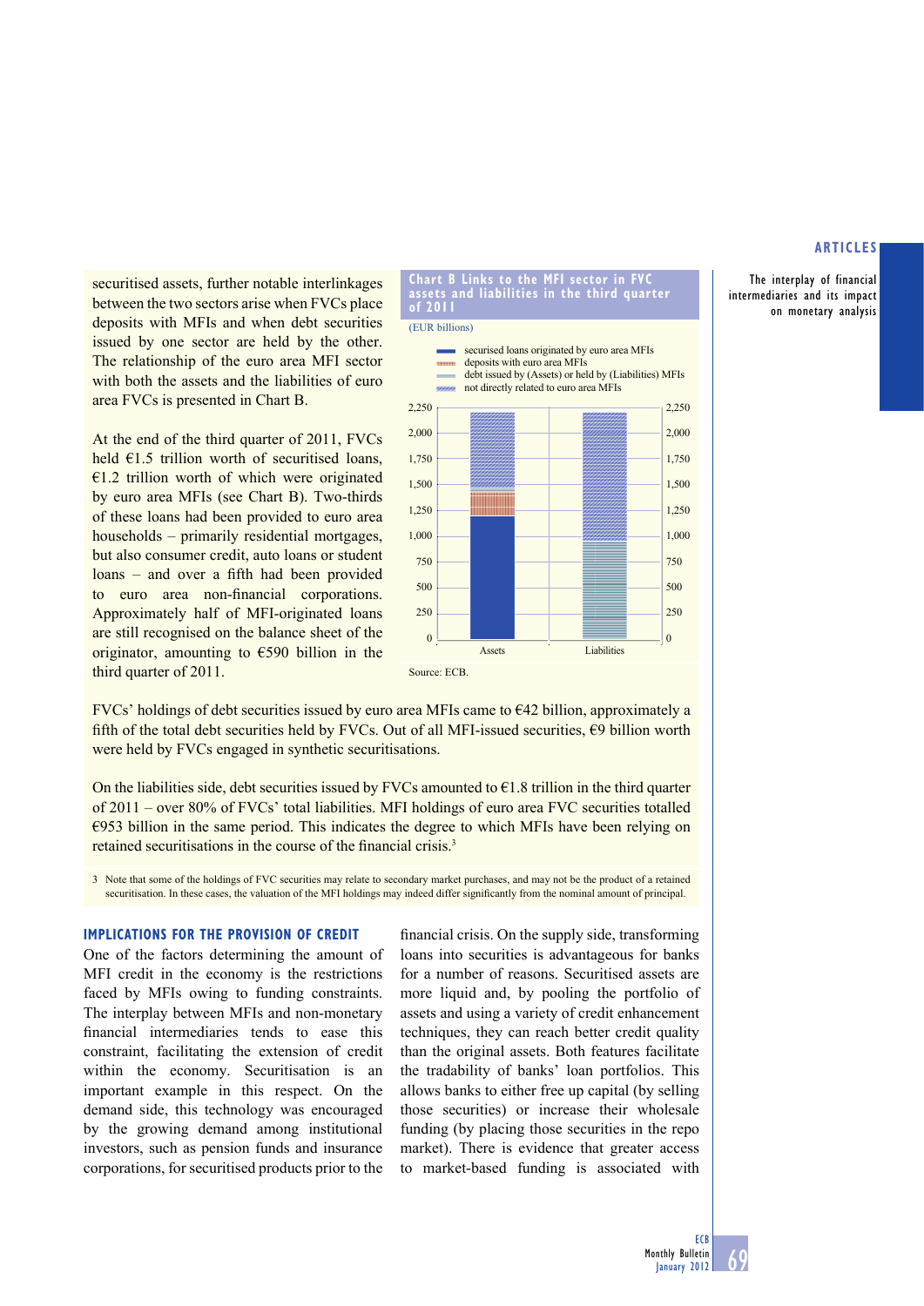securitised assets, further notable interlinkages between the two sectors arise when FVCs place deposits with MFIs and when debt securities issued by one sector are held by the other. The relationship of the euro area MFI sector with both the assets and the liabilities of euro area FVCs is presented in Chart B.

At the end of the third quarter of 2011, FVCs held €1.5 trillion worth of securitised loans, €1.2 trillion worth of which were originated by euro area MFIs (see Chart B). Two-thirds of these loans had been provided to euro area households – primarily residential mortgages, but also consumer credit, auto loans or student loans – and over a fifth had been provided to euro area non-financial corporations. Approximately half of MFI-originated loans are still recognised on the balance sheet of the originator, amounting to €590 billion in the third quarter of 2011.

**Chart B Links to the MFI sector in FVC assets and liabilities in the third quarter of 2011**

(EUR billions)

- securised loans originated by euro area MFIs
- deposits with euro area MFIs
- debt issued by (Assets) or held by (Liabilities) MFIs
- not directly related to euro area MFIs

Source: ECB.

FVCs' holdings of debt securities issued by euro area MFIs came to €42 billion, approximately a fifth of the total debt securities held by FVCs. Out of all MFI-issued securities, €9 billion worth were held by FVCs engaged in synthetic securitisations.

On the liabilities side, debt securities issued by FVCs amounted to €1.8 trillion in the third quarter of 2011 – over 80% of FVCs' total liabilities. MFI holdings of euro area FVC securities totalled €953 billion in the same period. This indicates the degree to which MFIs have been relying on retained securitisations in the course of the financial crisis.[3]

3 Note that some of the holdings of FVC securities may relate to secondary market purchases, and may not be the product of a retained securitisation. In these cases, the valuation of the MFI holdings may indeed differ significantly from the nominal amount of principal.

### IMPLICATIONS FOR THE PROVISION OF CREDIT

One of the factors determining the amount of MFI credit in the economy is the restrictions faced by MFIs owing to funding constraints. The interplay between MFIs and non-monetary financial intermediaries tends to ease this constraint, facilitating the extension of credit within the economy. Securitisation is an important example in this respect. On the demand side, this technology was encouraged by the growing demand among institutional investors, such as pension funds and insurance corporations, for securitised products prior to the financial crisis. On the supply side, transforming loans into securities is advantageous for banks for a number of reasons. Securitised assets are more liquid and, by pooling the portfolio of assets and using a variety of credit enhancement techniques, they can reach better credit quality than the original assets. Both features facilitate the tradability of banks' loan portfolios. This allows banks to either free up capital (by selling those securities) or increase their wholesale funding (by placing those securities in the repo market). There is evidence that greater access to market-based funding is associated with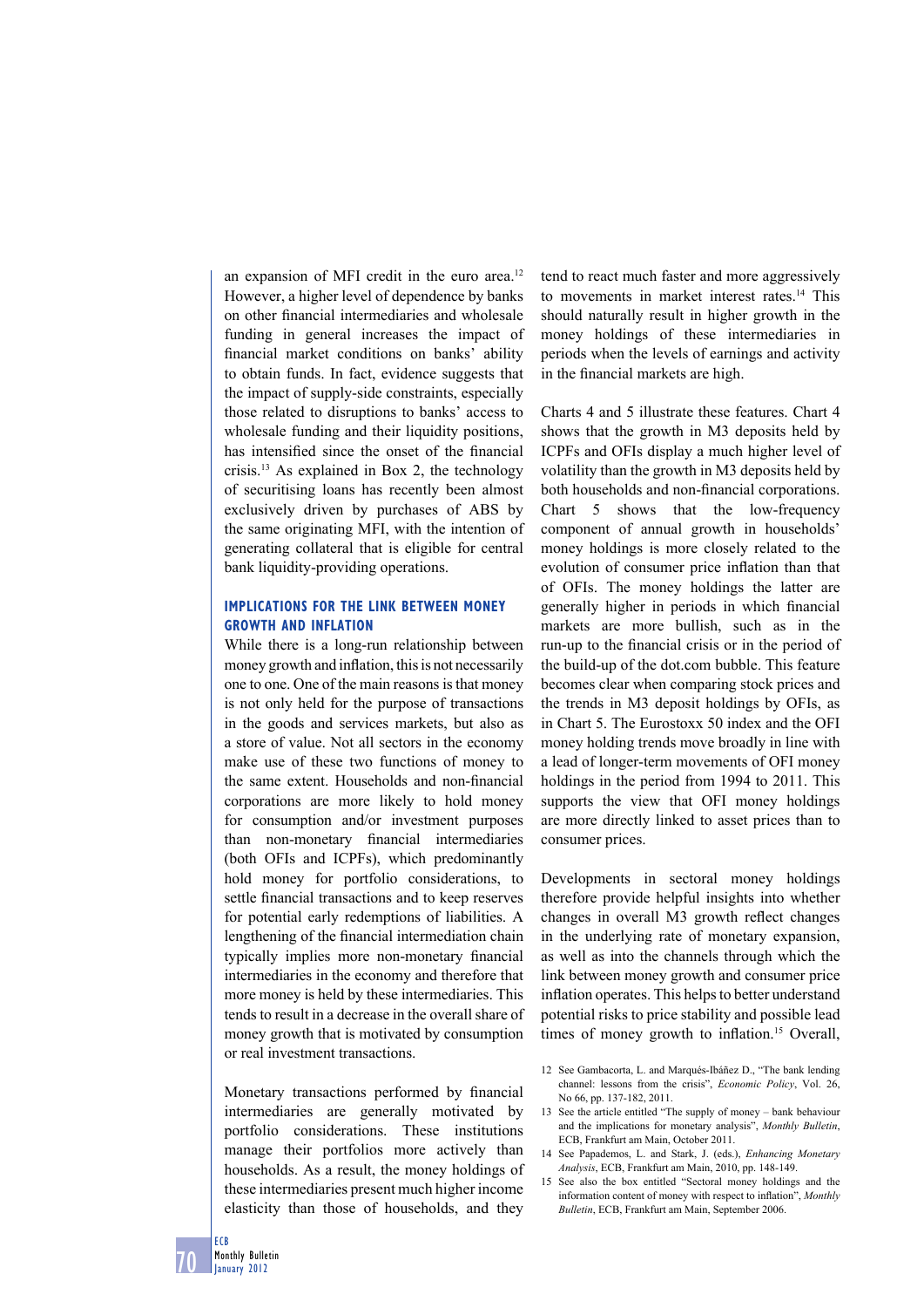an expansion of MFI credit in the euro area.[12] However, a higher level of dependence by banks on other financial intermediaries and wholesale funding in general increases the impact of financial market conditions on banks' ability to obtain funds. In fact, evidence suggests that the impact of supply-side constraints, especially those related to disruptions to banks' access to wholesale funding and their liquidity positions, has intensified since the onset of the financial crisis.[13] As explained in Box 2, the technology of securitising loans has recently been almost exclusively driven by purchases of ABS by the same originating MFI, with the intention of generating collateral that is eligible for central bank liquidity-providing operations.

## IMPLICATIONS FOR THE LINK BETWEEN MONEY GROWTH AND INFLATION

While there is a long-run relationship between money growth and inflation, this is not necessarily one to one. One of the main reasons is that money is not only held for the purpose of transactions in the goods and services markets, but also as a store of value. Not all sectors in the economy make use of these two functions of money to the same extent. Households and non-financial corporations are more likely to hold money for consumption and/or investment purposes than non-monetary financial intermediaries (both OFIs and ICPFs), which predominantly hold money for portfolio considerations, to settle financial transactions and to keep reserves for potential early redemptions of liabilities. A lengthening of the financial intermediation chain typically implies more non-monetary financial intermediaries in the economy and therefore that more money is held by these intermediaries. This tends to result in a decrease in the overall share of money growth that is motivated by consumption or real investment transactions.

Monetary transactions performed by financial intermediaries are generally motivated by portfolio considerations. These institutions manage their portfolios more actively than households. As a result, the money holdings of these intermediaries present much higher income elasticity than those of households, and they tend to react much faster and more aggressively to movements in market interest rates.[14] This should naturally result in higher growth in the money holdings of these intermediaries in periods when the levels of earnings and activity in the financial markets are high.

Charts 4 and 5 illustrate these features. Chart 4 shows that the growth in M3 deposits held by ICPFs and OFIs display a much higher level of volatility than the growth in M3 deposits held by both households and non-financial corporations. Chart 5 shows that the low-frequency component of annual growth in households' money holdings is more closely related to the evolution of consumer price inflation than that of OFIs. The money holdings the latter are generally higher in periods in which financial markets are more bullish, such as in the run-up to the financial crisis or in the period of the build-up of the dot.com bubble. This feature becomes clear when comparing stock prices and the trends in M3 deposit holdings by OFIs, as in Chart 5. The Eurostoxx 50 index and the OFI money holding trends move broadly in line with a lead of longer-term movements of OFI money holdings in the period from 1994 to 2011. This supports the view that OFI money holdings are more directly linked to asset prices than to consumer prices.

Developments in sectoral money holdings therefore provide helpful insights into whether changes in overall M3 growth reflect changes in the underlying rate of monetary expansion, as well as into the channels through which the link between money growth and consumer price inflation operates. This helps to better understand potential risks to price stability and possible lead times of money growth to inflation.[15] Overall,

12 See Gambacorta, L. and Marqués-Ibáñez D., "The bank lending channel: lessons from the crisis", *Economic Policy*, Vol. 26, No 66, pp. 137-182, 2011.

13 See the article entitled "The supply of money – bank behaviour and the implications for monetary analysis", *Monthly Bulletin*, ECB, Frankfurt am Main, October 2011.

14 See Papademos, L. and Stark, J. (eds.), *Enhancing Monetary Analysis*, ECB, Frankfurt am Main, 2010, pp. 148-149.

15 See also the box entitled "Sectoral money holdings and the information content of money with respect to inflation", *Monthly Bulletin*, ECB, Frankfurt am Main, September 2006.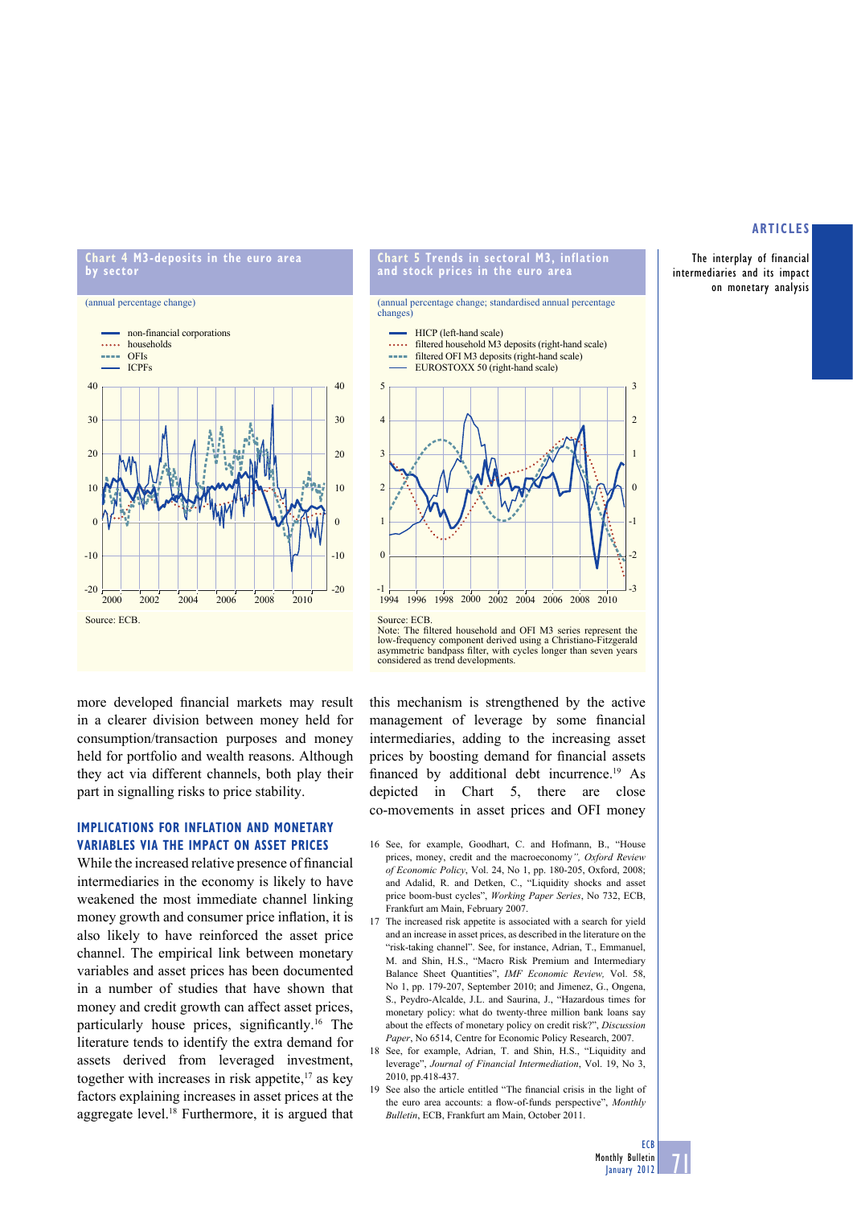**Chart 4 M3-deposits in the euro area by sector**

(annual percentage change)

- non-financial corporations
- households
- OFIs
- ICPFs

Source: ECB.

**Chart 5 Trends in sectoral M3, inflation and stock prices in the euro area**

(annual percentage change; standardised annual percentage changes)

- HICP (left-hand scale)
- filtered household M3 deposits (right-hand scale)
- filtered OFI M3 deposits (right-hand scale)
- EUROSTOXX 50 (right-hand scale)

Source: ECB.
Note: The filtered household and OFI M3 series represent the low-frequency component derived using a Christiano-Fitzgerald asymmetric bandpass filter, with cycles longer than seven years considered as trend developments.

more developed financial markets may result in a clearer division between money held for consumption/transaction purposes and money held for portfolio and wealth reasons. Although they act via different channels, both play their part in signalling risks to price stability.

### IMPLICATIONS FOR INFLATION AND MONETARY VARIABLES VIA THE IMPACT ON ASSET PRICES

While the increased relative presence of financial intermediaries in the economy is likely to have weakened the most immediate channel linking money growth and consumer price inflation, it is also likely to have reinforced the asset price channel. The empirical link between monetary variables and asset prices has been documented in a number of studies that have shown that money and credit growth can affect asset prices, particularly house prices, significantly.[16] The literature tends to identify the extra demand for assets derived from leveraged investment, together with increases in risk appetite,[17] as key factors explaining increases in asset prices at the aggregate level.[18] Furthermore, it is argued that this mechanism is strengthened by the active management of leverage by some financial intermediaries, adding to the increasing asset prices by boosting demand for financial assets financed by additional debt incurrence.[19] As depicted in Chart 5, there are close co-movements in asset prices and OFI money

16 See, for example, Goodhart, C. and Hofmann, B., "House prices, money, credit and the macroeconomy", *Oxford Review of Economic Policy*, Vol. 24, No 1, pp. 180-205, Oxford, 2008; and Adalid, R. and Detken, C., "Liquidity shocks and asset price boom-bust cycles", *Working Paper Series*, No 732, ECB, Frankfurt am Main, February 2007.

17 The increased risk appetite is associated with a search for yield and an increase in asset prices, as described in the literature on the "risk-taking channel". See, for instance, Adrian, T., Emmanuel, M. and Shin, H.S., "Macro Risk Premium and Intermediary Balance Sheet Quantities", *IMF Economic Review,* Vol. 58, No 1, pp. 179-207, September 2010; and Jimenez, G., Ongena, S., Peydro-Alcalde, J.L. and Saurina, J., "Hazardous times for monetary policy: what do twenty-three million bank loans say about the effects of monetary policy on credit risk?", *Discussion Paper*, No 6514, Centre for Economic Policy Research, 2007.

18 See, for example, Adrian, T. and Shin, H.S., "Liquidity and leverage", *Journal of Financial Intermediation*, Vol. 19, No 3, 2010, pp.418-437.

19 See also the article entitled "The financial crisis in the light of the euro area accounts: a flow-of-funds perspective", *Monthly Bulletin*, ECB, Frankfurt am Main, October 2011.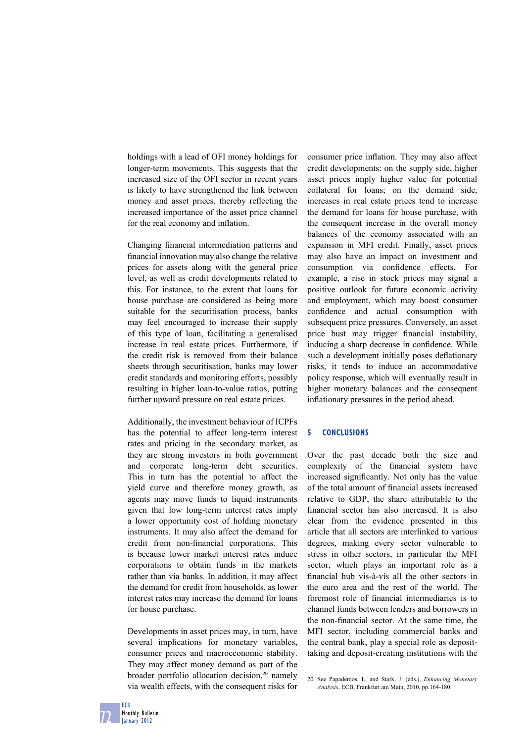holdings with a lead of OFI money holdings for longer-term movements. This suggests that the increased size of the OFI sector in recent years is likely to have strengthened the link between money and asset prices, thereby reflecting the increased importance of the asset price channel for the real economy and inflation.

Changing financial intermediation patterns and financial innovation may also change the relative prices for assets along with the general price level, as well as credit developments related to this. For instance, to the extent that loans for house purchase are considered as being more suitable for the securitisation process, banks may feel encouraged to increase their supply of this type of loan, facilitating a generalised increase in real estate prices. Furthermore, if the credit risk is removed from their balance sheets through securitisation, banks may lower credit standards and monitoring efforts, possibly resulting in higher loan-to-value ratios, putting further upward pressure on real estate prices.

Additionally, the investment behaviour of ICPFs has the potential to affect long-term interest rates and pricing in the secondary market, as they are strong investors in both government and corporate long-term debt securities. This in turn has the potential to affect the yield curve and therefore money growth, as agents may move funds to liquid instruments given that low long-term interest rates imply a lower opportunity cost of holding monetary instruments. It may also affect the demand for credit from non-financial corporations. This is because lower market interest rates induce corporations to obtain funds in the markets rather than via banks. In addition, it may affect the demand for credit from households, as lower interest rates may increase the demand for loans for house purchase.

Developments in asset prices may, in turn, have several implications for monetary variables, consumer prices and macroeconomic stability. They may affect money demand as part of the broader portfolio allocation decision,[20] namely via wealth effects, with the consequent risks for consumer price inflation. They may also affect credit developments: on the supply side, higher asset prices imply higher value for potential collateral for loans; on the demand side, increases in real estate prices tend to increase the demand for loans for house purchase, with the consequent increase in the overall money balances of the economy associated with an expansion in MFI credit. Finally, asset prices may also have an impact on investment and consumption via confidence effects. For example, a rise in stock prices may signal a positive outlook for future economic activity and employment, which may boost consumer confidence and actual consumption with subsequent price pressures. Conversely, an asset price bust may trigger financial instability, inducing a sharp decrease in confidence. While such a development initially poses deflationary risks, it tends to induce an accommodative policy response, which will eventually result in higher monetary balances and the consequent inflationary pressures in the period ahead.

## 5 CONCLUSIONS

Over the past decade both the size and complexity of the financial system have increased significantly. Not only has the value of the total amount of financial assets increased relative to GDP, the share attributable to the financial sector has also increased. It is also clear from the evidence presented in this article that all sectors are interlinked to various degrees, making every sector vulnerable to stress in other sectors, in particular the MFI sector, which plays an important role as a financial hub vis-à-vis all the other sectors in the euro area and the rest of the world. The foremost role of financial intermediaries is to channel funds between lenders and borrowers in the non-financial sector. At the same time, the MFI sector, including commercial banks and the central bank, play a special role as deposit-taking and deposit-creating institutions with the

20 See Papademos, L. and Stark, J. (eds.), *Enhancing Monetary Analysis*, ECB, Frankfurt am Main, 2010, pp.164-180.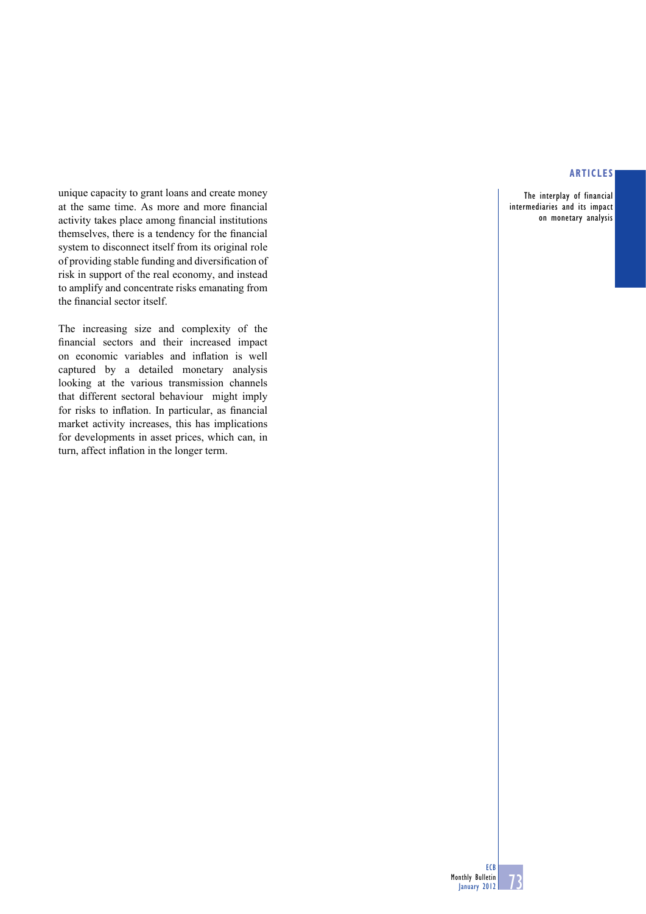unique capacity to grant loans and create money at the same time. As more and more financial activity takes place among financial institutions themselves, there is a tendency for the financial system to disconnect itself from its original role of providing stable funding and diversification of risk in support of the real economy, and instead to amplify and concentrate risks emanating from the financial sector itself.

The increasing size and complexity of the financial sectors and their increased impact on economic variables and inflation is well captured by a detailed monetary analysis looking at the various transmission channels that different sectoral behaviour might imply for risks to inflation. In particular, as financial market activity increases, this has implications for developments in asset prices, which can, in turn, affect inflation in the longer term.